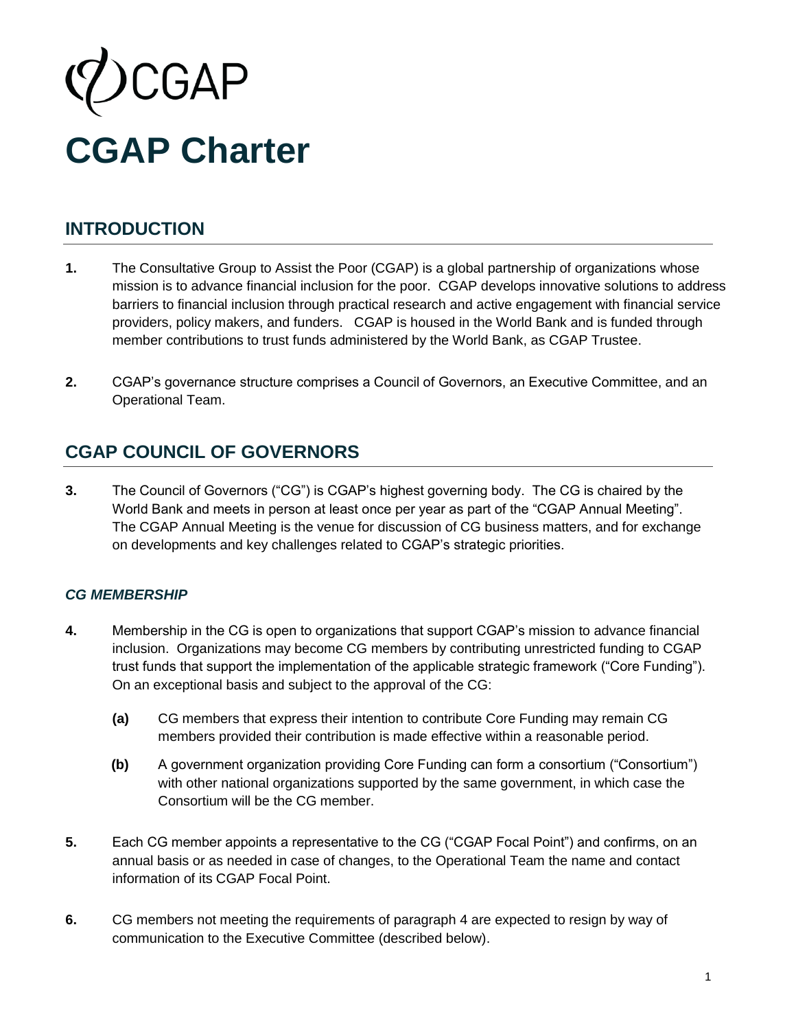CGAP

# CGAP Charter

## INTRODUCTION

**1.** The Consultative Group to Assist the Poor (CGAP) is a global partnership of organizations whose mission is to advance financial inclusion for the poor. CGAP develops innovative solutions to address barriers to financial inclusion through practical research and active engagement with financial service providers, policy makers, and funders. CGAP is housed in the World Bank and is funded through member contributions to trust funds administered by the World Bank, as CGAP Trustee.

**2.** CGAP's governance structure comprises a Council of Governors, an Executive Committee, and an Operational Team.

## CGAP COUNCIL OF GOVERNORS

**3.** The Council of Governors ("CG") is CGAP's highest governing body. The CG is chaired by the World Bank and meets in person at least once per year as part of the "CGAP Annual Meeting". The CGAP Annual Meeting is the venue for discussion of CG business matters, and for exchange on developments and key challenges related to CGAP's strategic priorities.

### *CG MEMBERSHIP*

**4.** Membership in the CG is open to organizations that support CGAP's mission to advance financial inclusion. Organizations may become CG members by contributing unrestricted funding to CGAP trust funds that support the implementation of the applicable strategic framework ("Core Funding"). On an exceptional basis and subject to the approval of the CG:

- **(a)** CG members that express their intention to contribute Core Funding may remain CG members provided their contribution is made effective within a reasonable period.
- **(b)** A government organization providing Core Funding can form a consortium ("Consortium") with other national organizations supported by the same government, in which case the Consortium will be the CG member.

**5.** Each CG member appoints a representative to the CG ("CGAP Focal Point") and confirms, on an annual basis or as needed in case of changes, to the Operational Team the name and contact information of its CGAP Focal Point.

**6.** CG members not meeting the requirements of paragraph 4 are expected to resign by way of communication to the Executive Committee (described below).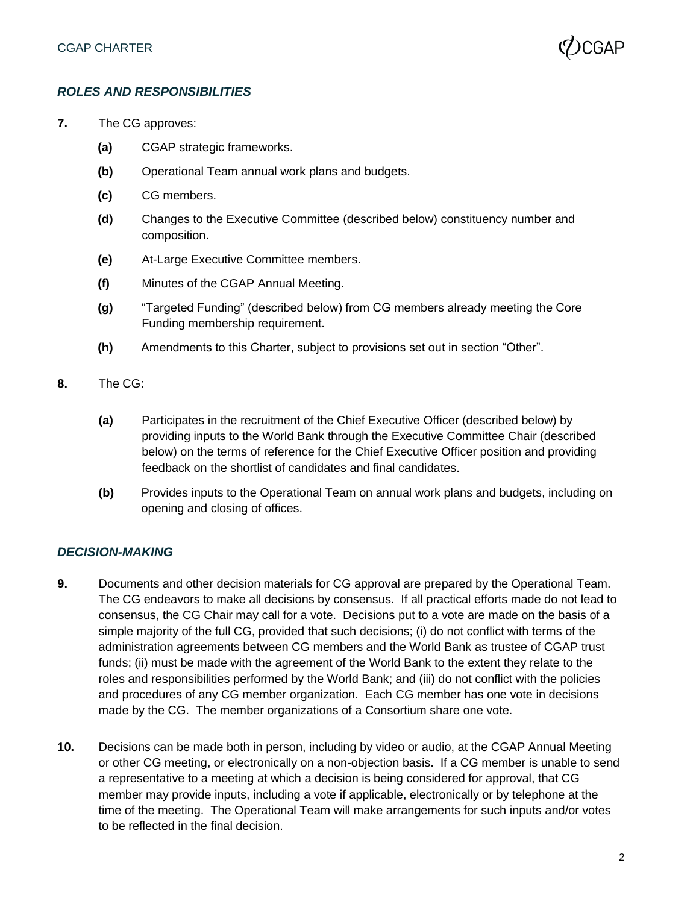### *ROLES AND RESPONSIBILITIES*

**7.** The CG approves:

- **(a)** CGAP strategic frameworks.
- **(b)** Operational Team annual work plans and budgets.
- **(c)** CG members.
- **(d)** Changes to the Executive Committee (described below) constituency number and composition.
- **(e)** At-Large Executive Committee members.
- **(f)** Minutes of the CGAP Annual Meeting.
- **(g)** "Targeted Funding" (described below) from CG members already meeting the Core Funding membership requirement.
- **(h)** Amendments to this Charter, subject to provisions set out in section "Other".

**8.** The CG:

- **(a)** Participates in the recruitment of the Chief Executive Officer (described below) by providing inputs to the World Bank through the Executive Committee Chair (described below) on the terms of reference for the Chief Executive Officer position and providing feedback on the shortlist of candidates and final candidates.
- **(b)** Provides inputs to the Operational Team on annual work plans and budgets, including on opening and closing of offices.

### *DECISION-MAKING*

**9.** Documents and other decision materials for CG approval are prepared by the Operational Team. The CG endeavors to make all decisions by consensus. If all practical efforts made do not lead to consensus, the CG Chair may call for a vote. Decisions put to a vote are made on the basis of a simple majority of the full CG, provided that such decisions; (i) do not conflict with terms of the administration agreements between CG members and the World Bank as trustee of CGAP trust funds; (ii) must be made with the agreement of the World Bank to the extent they relate to the roles and responsibilities performed by the World Bank; and (iii) do not conflict with the policies and procedures of any CG member organization. Each CG member has one vote in decisions made by the CG. The member organizations of a Consortium share one vote.

**10.** Decisions can be made both in person, including by video or audio, at the CGAP Annual Meeting or other CG meeting, or electronically on a non-objection basis. If a CG member is unable to send a representative to a meeting at which a decision is being considered for approval, that CG member may provide inputs, including a vote if applicable, electronically or by telephone at the time of the meeting. The Operational Team will make arrangements for such inputs and/or votes to be reflected in the final decision.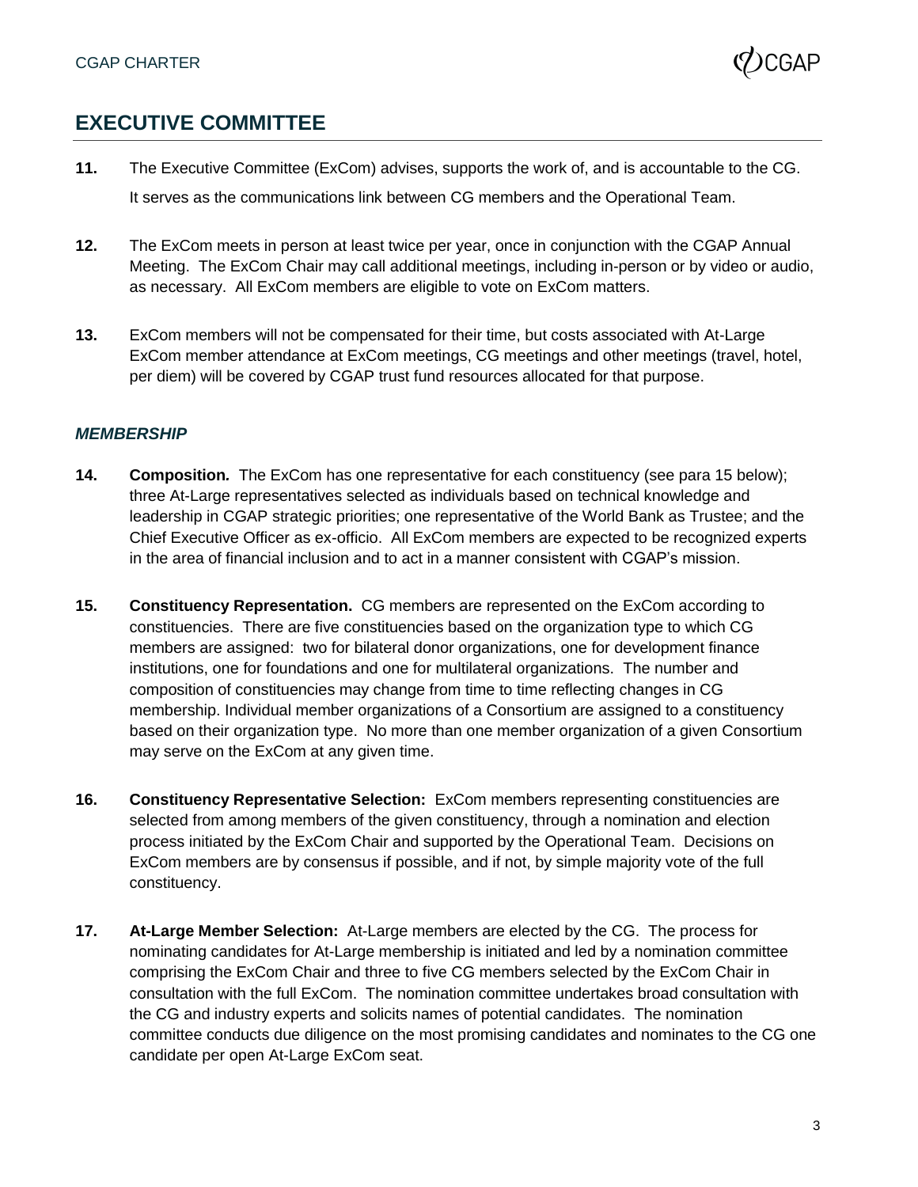## EXECUTIVE COMMITTEE

**11.** The Executive Committee (ExCom) advises, supports the work of, and is accountable to the CG. It serves as the communications link between CG members and the Operational Team.

**12.** The ExCom meets in person at least twice per year, once in conjunction with the CGAP Annual Meeting. The ExCom Chair may call additional meetings, including in-person or by video or audio, as necessary. All ExCom members are eligible to vote on ExCom matters.

**13.** ExCom members will not be compensated for their time, but costs associated with At-Large ExCom member attendance at ExCom meetings, CG meetings and other meetings (travel, hotel, per diem) will be covered by CGAP trust fund resources allocated for that purpose.

### *MEMBERSHIP*

**14.** **Composition.** The ExCom has one representative for each constituency (see para 15 below); three At-Large representatives selected as individuals based on technical knowledge and leadership in CGAP strategic priorities; one representative of the World Bank as Trustee; and the Chief Executive Officer as ex-officio. All ExCom members are expected to be recognized experts in the area of financial inclusion and to act in a manner consistent with CGAP's mission.

**15.** **Constituency Representation.** CG members are represented on the ExCom according to constituencies. There are five constituencies based on the organization type to which CG members are assigned: two for bilateral donor organizations, one for development finance institutions, one for foundations and one for multilateral organizations. The number and composition of constituencies may change from time to time reflecting changes in CG membership. Individual member organizations of a Consortium are assigned to a constituency based on their organization type. No more than one member organization of a given Consortium may serve on the ExCom at any given time.

**16.** **Constituency Representative Selection:** ExCom members representing constituencies are selected from among members of the given constituency, through a nomination and election process initiated by the ExCom Chair and supported by the Operational Team. Decisions on ExCom members are by consensus if possible, and if not, by simple majority vote of the full constituency.

**17.** **At-Large Member Selection:** At-Large members are elected by the CG. The process for nominating candidates for At-Large membership is initiated and led by a nomination committee comprising the ExCom Chair and three to five CG members selected by the ExCom Chair in consultation with the full ExCom. The nomination committee undertakes broad consultation with the CG and industry experts and solicits names of potential candidates. The nomination committee conducts due diligence on the most promising candidates and nominates to the CG one candidate per open At-Large ExCom seat.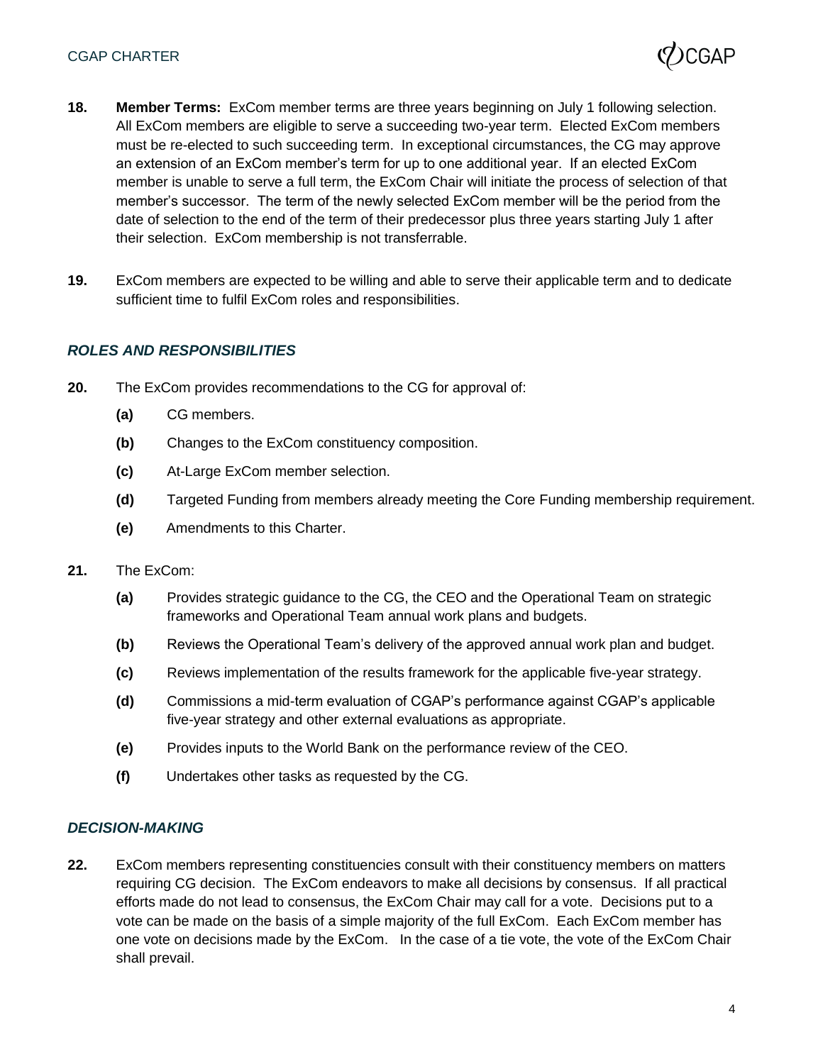**18.** **Member Terms:** ExCom member terms are three years beginning on July 1 following selection. All ExCom members are eligible to serve a succeeding two-year term. Elected ExCom members must be re-elected to such succeeding term. In exceptional circumstances, the CG may approve an extension of an ExCom member's term for up to one additional year. If an elected ExCom member is unable to serve a full term, the ExCom Chair will initiate the process of selection of that member's successor. The term of the newly selected ExCom member will be the period from the date of selection to the end of the term of their predecessor plus three years starting July 1 after their selection. ExCom membership is not transferrable.

**19.** ExCom members are expected to be willing and able to serve their applicable term and to dedicate sufficient time to fulfil ExCom roles and responsibilities.

### *ROLES AND RESPONSIBILITIES*

**20.** The ExCom provides recommendations to the CG for approval of:

- **(a)** CG members.
- **(b)** Changes to the ExCom constituency composition.
- **(c)** At-Large ExCom member selection.
- **(d)** Targeted Funding from members already meeting the Core Funding membership requirement.
- **(e)** Amendments to this Charter.

**21.** The ExCom:

- **(a)** Provides strategic guidance to the CG, the CEO and the Operational Team on strategic frameworks and Operational Team annual work plans and budgets.
- **(b)** Reviews the Operational Team's delivery of the approved annual work plan and budget.
- **(c)** Reviews implementation of the results framework for the applicable five-year strategy.
- **(d)** Commissions a mid-term evaluation of CGAP's performance against CGAP's applicable five-year strategy and other external evaluations as appropriate.
- **(e)** Provides inputs to the World Bank on the performance review of the CEO.
- **(f)** Undertakes other tasks as requested by the CG.

### *DECISION-MAKING*

**22.** ExCom members representing constituencies consult with their constituency members on matters requiring CG decision. The ExCom endeavors to make all decisions by consensus. If all practical efforts made do not lead to consensus, the ExCom Chair may call for a vote. Decisions put to a vote can be made on the basis of a simple majority of the full ExCom. Each ExCom member has one vote on decisions made by the ExCom. In the case of a tie vote, the vote of the ExCom Chair shall prevail.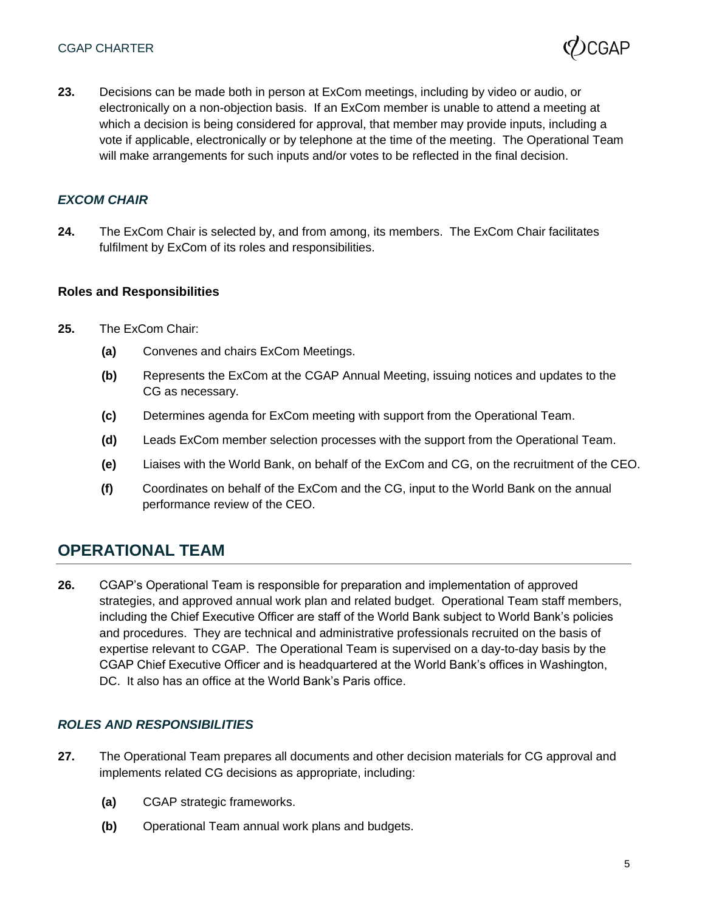**23.** Decisions can be made both in person at ExCom meetings, including by video or audio, or electronically on a non-objection basis. If an ExCom member is unable to attend a meeting at which a decision is being considered for approval, that member may provide inputs, including a vote if applicable, electronically or by telephone at the time of the meeting. The Operational Team will make arrangements for such inputs and/or votes to be reflected in the final decision.

### *EXCOM CHAIR*

**24.** The ExCom Chair is selected by, and from among, its members. The ExCom Chair facilitates fulfilment by ExCom of its roles and responsibilities.

#### Roles and Responsibilities

**25.** The ExCom Chair:

- **(a)** Convenes and chairs ExCom Meetings.
- **(b)** Represents the ExCom at the CGAP Annual Meeting, issuing notices and updates to the CG as necessary.
- **(c)** Determines agenda for ExCom meeting with support from the Operational Team.
- **(d)** Leads ExCom member selection processes with the support from the Operational Team.
- **(e)** Liaises with the World Bank, on behalf of the ExCom and CG, on the recruitment of the CEO.
- **(f)** Coordinates on behalf of the ExCom and the CG, input to the World Bank on the annual performance review of the CEO.

## OPERATIONAL TEAM

**26.** CGAP's Operational Team is responsible for preparation and implementation of approved strategies, and approved annual work plan and related budget. Operational Team staff members, including the Chief Executive Officer are staff of the World Bank subject to World Bank's policies and procedures. They are technical and administrative professionals recruited on the basis of expertise relevant to CGAP. The Operational Team is supervised on a day-to-day basis by the CGAP Chief Executive Officer and is headquartered at the World Bank's offices in Washington, DC. It also has an office at the World Bank's Paris office.

### *ROLES AND RESPONSIBILITIES*

**27.** The Operational Team prepares all documents and other decision materials for CG approval and implements related CG decisions as appropriate, including:

- **(a)** CGAP strategic frameworks.
- **(b)** Operational Team annual work plans and budgets.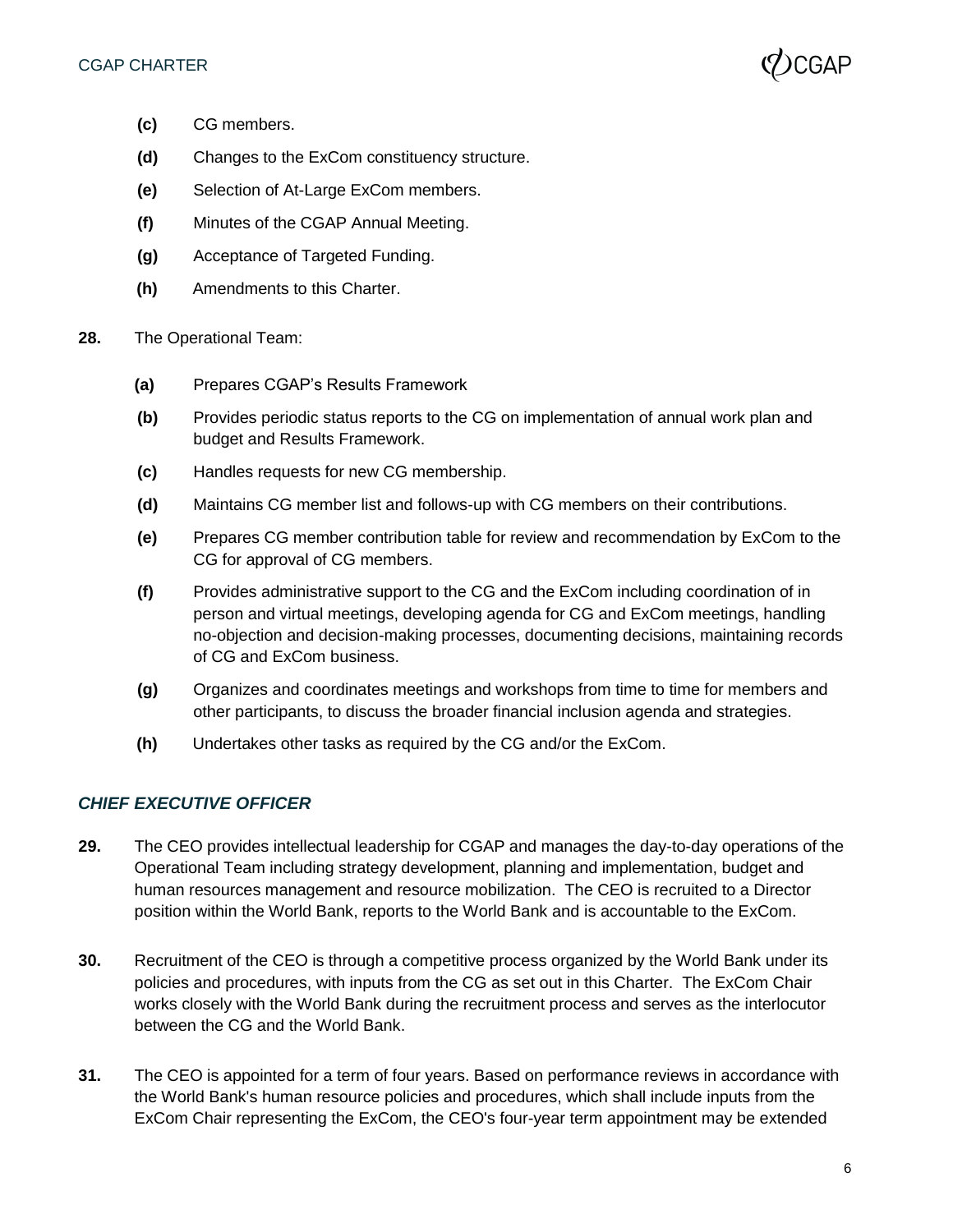**(c)** CG members.

**(d)** Changes to the ExCom constituency structure.

**(e)** Selection of At-Large ExCom members.

**(f)** Minutes of the CGAP Annual Meeting.

**(g)** Acceptance of Targeted Funding.

**(h)** Amendments to this Charter.

**28.** The Operational Team:

**(a)** Prepares CGAP's Results Framework

**(b)** Provides periodic status reports to the CG on implementation of annual work plan and budget and Results Framework.

**(c)** Handles requests for new CG membership.

**(d)** Maintains CG member list and follows-up with CG members on their contributions.

**(e)** Prepares CG member contribution table for review and recommendation by ExCom to the CG for approval of CG members.

**(f)** Provides administrative support to the CG and the ExCom including coordination of in person and virtual meetings, developing agenda for CG and ExCom meetings, handling no-objection and decision-making processes, documenting decisions, maintaining records of CG and ExCom business.

**(g)** Organizes and coordinates meetings and workshops from time to time for members and other participants, to discuss the broader financial inclusion agenda and strategies.

**(h)** Undertakes other tasks as required by the CG and/or the ExCom.

## *CHIEF EXECUTIVE OFFICER*

**29.** The CEO provides intellectual leadership for CGAP and manages the day-to-day operations of the Operational Team including strategy development, planning and implementation, budget and human resources management and resource mobilization. The CEO is recruited to a Director position within the World Bank, reports to the World Bank and is accountable to the ExCom.

**30.** Recruitment of the CEO is through a competitive process organized by the World Bank under its policies and procedures, with inputs from the CG as set out in this Charter. The ExCom Chair works closely with the World Bank during the recruitment process and serves as the interlocutor between the CG and the World Bank.

**31.** The CEO is appointed for a term of four years. Based on performance reviews in accordance with the World Bank's human resource policies and procedures, which shall include inputs from the ExCom Chair representing the ExCom, the CEO's four-year term appointment may be extended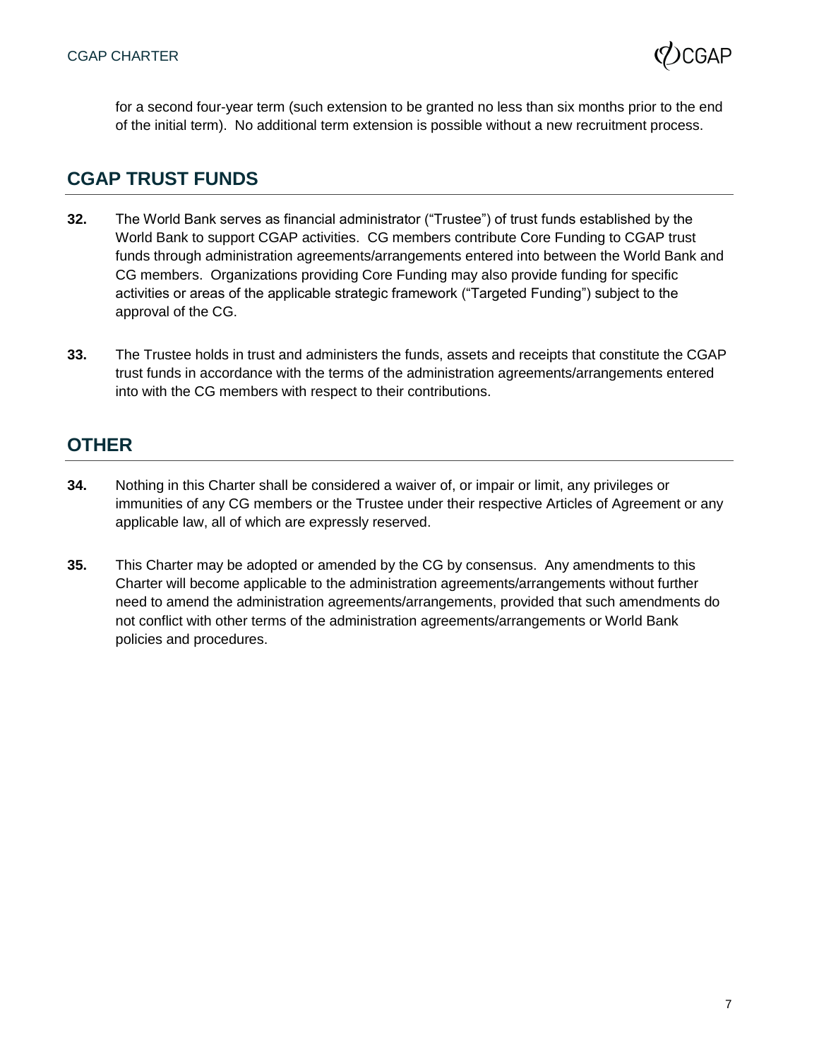for a second four-year term (such extension to be granted no less than six months prior to the end of the initial term). No additional term extension is possible without a new recruitment process.

## CGAP TRUST FUNDS

**32.** The World Bank serves as financial administrator ("Trustee") of trust funds established by the World Bank to support CGAP activities. CG members contribute Core Funding to CGAP trust funds through administration agreements/arrangements entered into between the World Bank and CG members. Organizations providing Core Funding may also provide funding for specific activities or areas of the applicable strategic framework ("Targeted Funding") subject to the approval of the CG.

**33.** The Trustee holds in trust and administers the funds, assets and receipts that constitute the CGAP trust funds in accordance with the terms of the administration agreements/arrangements entered into with the CG members with respect to their contributions.

## OTHER

**34.** Nothing in this Charter shall be considered a waiver of, or impair or limit, any privileges or immunities of any CG members or the Trustee under their respective Articles of Agreement or any applicable law, all of which are expressly reserved.

**35.** This Charter may be adopted or amended by the CG by consensus. Any amendments to this Charter will become applicable to the administration agreements/arrangements without further need to amend the administration agreements/arrangements, provided that such amendments do not conflict with other terms of the administration agreements/arrangements or World Bank policies and procedures.